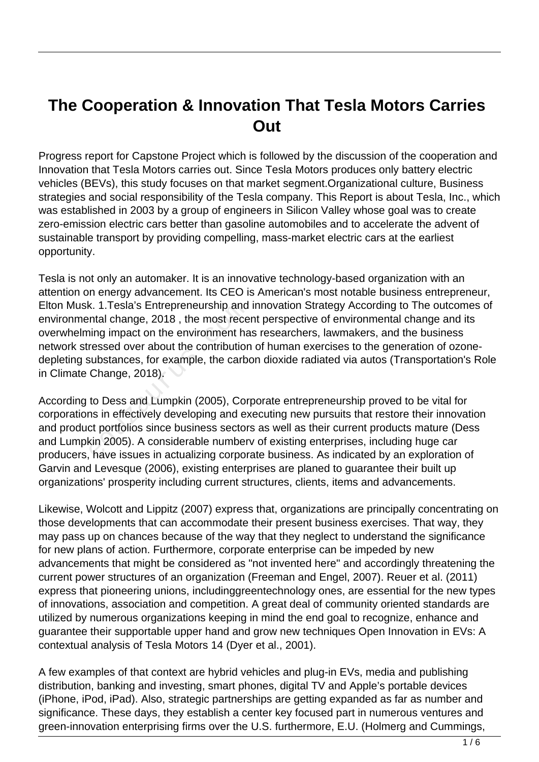# The Cooperation & Innovation That Tesla Motors Carries Out

Progress report for Capstone Project which is followed by the discussion of the cooperation and Innovation that Tesla Motors carries out. Since Tesla Motors produces only battery electric vehicles (BEVs), this study focuses on that market segment.Organizational culture, Business strategies and social responsibility of the Tesla company. This Report is about Tesla, Inc., which was established in 2003 by a group of engineers in Silicon Valley whose goal was to create zero-emission electric cars better than gasoline automobiles and to accelerate the advent of sustainable transport by providing compelling, mass-market electric cars at the earliest opportunity.

Tesla is not only an automaker. It is an innovative technology-based organization with an attention on energy advancement. Its CEO is American's most notable business entrepreneur, Elton Musk. 1.Tesla's Entrepreneurship and innovation Strategy According to The outcomes of environmental change, 2018 , the most recent perspective of environmental change and its overwhelming impact on the environment has researchers, lawmakers, and the business network stressed over about the contribution of human exercises to the generation of ozone-depleting substances, for example, the carbon dioxide radiated via autos (Transportation's Role in Climate Change, 2018).

According to Dess and Lumpkin (2005), Corporate entrepreneurship proved to be vital for corporations in effectively developing and executing new pursuits that restore their innovation and product portfolios since business sectors as well as their current products mature (Dess and Lumpkin 2005). A considerable numberv of existing enterprises, including huge car producers, have issues in actualizing corporate business. As indicated by an exploration of Garvin and Levesque (2006), existing enterprises are planed to guarantee their built up organizations' prosperity including current structures, clients, items and advancements.

Likewise, Wolcott and Lippitz (2007) express that, organizations are principally concentrating on those developments that can accommodate their present business exercises. That way, they may pass up on chances because of the way that they neglect to understand the significance for new plans of action. Furthermore, corporate enterprise can be impeded by new advancements that might be considered as "not invented here" and accordingly threatening the current power structures of an organization (Freeman and Engel, 2007). Reuer et al. (2011) express that pioneering unions, includinggreentechnology ones, are essential for the new types of innovations, association and competition. A great deal of community oriented standards are utilized by numerous organizations keeping in mind the end goal to recognize, enhance and guarantee their supportable upper hand and grow new techniques Open Innovation in EVs: A contextual analysis of Tesla Motors 14 (Dyer et al., 2001).

A few examples of that context are hybrid vehicles and plug-in EVs, media and publishing distribution, banking and investing, smart phones, digital TV and Apple's portable devices (iPhone, iPod, iPad). Also, strategic partnerships are getting expanded as far as number and significance. These days, they establish a center key focused part in numerous ventures and green-innovation enterprising firms over the U.S. furthermore, E.U. (Holmerg and Cummings,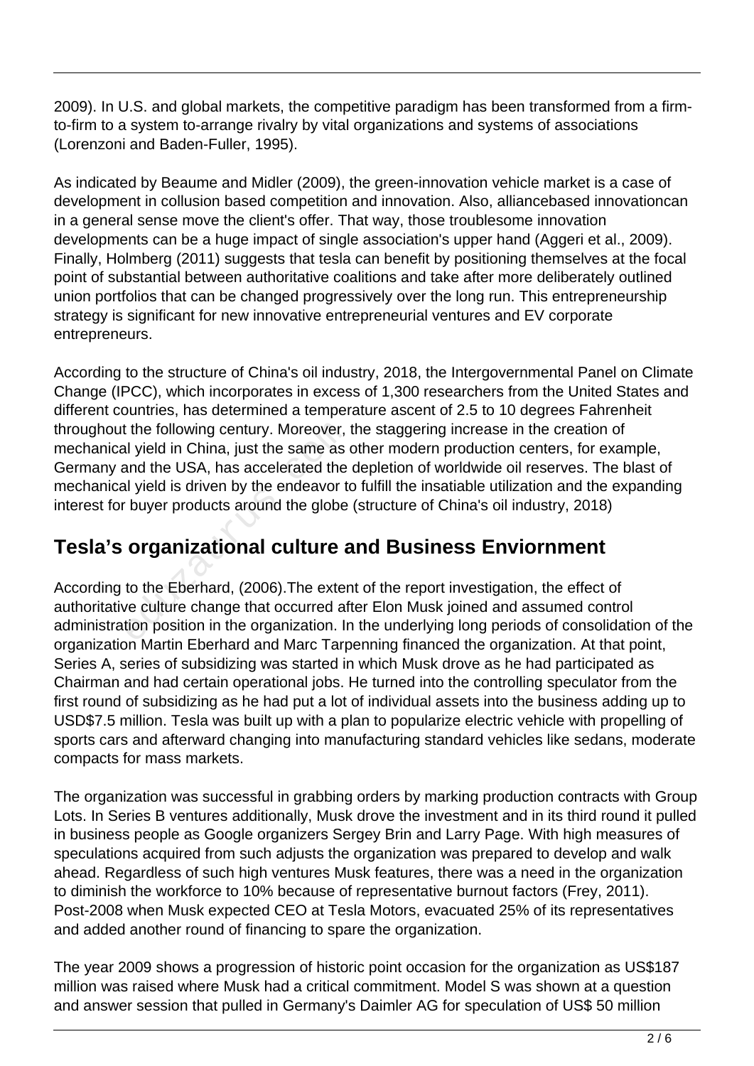2009). In U.S. and global markets, the competitive paradigm has been transformed from a firm-to-firm to a system to-arrange rivalry by vital organizations and systems of associations (Lorenzoni and Baden-Fuller, 1995).

As indicated by Beaume and Midler (2009), the green-innovation vehicle market is a case of development in collusion based competition and innovation. Also, alliancebased innovationcan in a general sense move the client's offer. That way, those troublesome innovation developments can be a huge impact of single association's upper hand (Aggeri et al., 2009). Finally, Holmberg (2011) suggests that tesla can benefit by positioning themselves at the focal point of substantial between authoritative coalitions and take after more deliberately outlined union portfolios that can be changed progressively over the long run. This entrepreneurship strategy is significant for new innovative entrepreneurial ventures and EV corporate entrepreneurs.

According to the structure of China's oil industry, 2018, the Intergovernmental Panel on Climate Change (IPCC), which incorporates in excess of 1,300 researchers from the United States and different countries, has determined a temperature ascent of 2.5 to 10 degrees Fahrenheit throughout the following century. Moreover, the staggering increase in the creation of mechanical yield in China, just the same as other modern production centers, for example, Germany and the USA, has accelerated the depletion of worldwide oil reserves. The blast of mechanical yield is driven by the endeavor to fulfill the insatiable utilization and the expanding interest for buyer products around the globe (structure of China's oil industry, 2018)

## Tesla's organizational culture and Business Enviornment

According to the Eberhard, (2006).The extent of the report investigation, the effect of authoritative culture change that occurred after Elon Musk joined and assumed control administration position in the organization. In the underlying long periods of consolidation of the organization Martin Eberhard and Marc Tarpenning financed the organization. At that point, Series A, series of subsidizing was started in which Musk drove as he had participated as Chairman and had certain operational jobs. He turned into the controlling speculator from the first round of subsidizing as he had put a lot of individual assets into the business adding up to USD$7.5 million. Tesla was built up with a plan to popularize electric vehicle with propelling of sports cars and afterward changing into manufacturing standard vehicles like sedans, moderate compacts for mass markets.

The organization was successful in grabbing orders by marking production contracts with Group Lots. In Series B ventures additionally, Musk drove the investment and in its third round it pulled in business people as Google organizers Sergey Brin and Larry Page. With high measures of speculations acquired from such adjusts the organization was prepared to develop and walk ahead. Regardless of such high ventures Musk features, there was a need in the organization to diminish the workforce to 10% because of representative burnout factors (Frey, 2011). Post-2008 when Musk expected CEO at Tesla Motors, evacuated 25% of its representatives and added another round of financing to spare the organization.

The year 2009 shows a progression of historic point occasion for the organization as US$187 million was raised where Musk had a critical commitment. Model S was shown at a question and answer session that pulled in Germany's Daimler AG for speculation of US$ 50 million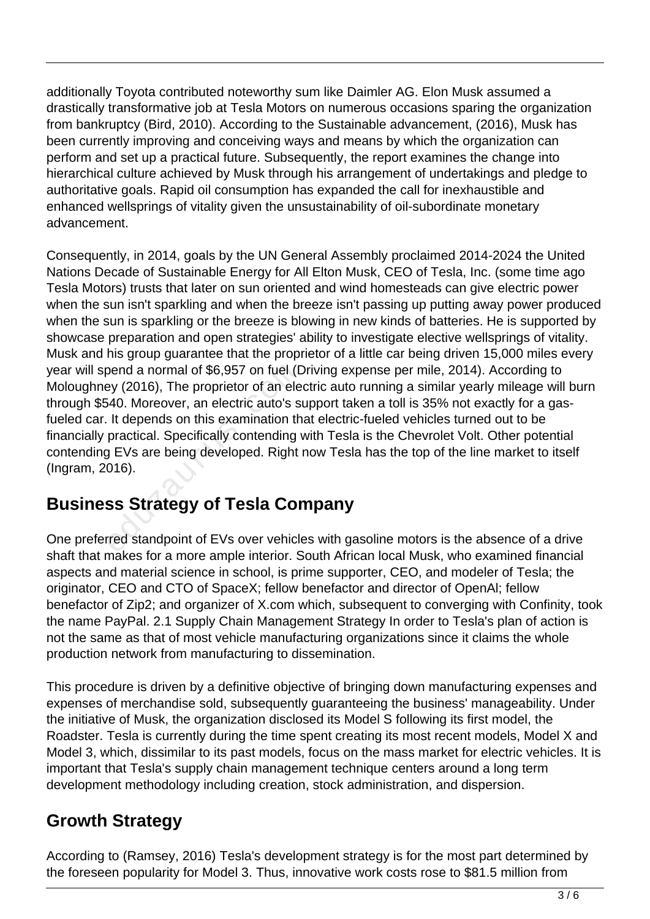additionally Toyota contributed noteworthy sum like Daimler AG. Elon Musk assumed a drastically transformative job at Tesla Motors on numerous occasions sparing the organization from bankruptcy (Bird, 2010). According to the Sustainable advancement, (2016), Musk has been currently improving and conceiving ways and means by which the organization can perform and set up a practical future. Subsequently, the report examines the change into hierarchical culture achieved by Musk through his arrangement of undertakings and pledge to authoritative goals. Rapid oil consumption has expanded the call for inexhaustible and enhanced wellsprings of vitality given the unsustainability of oil-subordinate monetary advancement.

Consequently, in 2014, goals by the UN General Assembly proclaimed 2014-2024 the United Nations Decade of Sustainable Energy for All Elton Musk, CEO of Tesla, Inc. (some time ago Tesla Motors) trusts that later on sun oriented and wind homesteads can give electric power when the sun isn't sparkling and when the breeze isn't passing up putting away power produced when the sun is sparkling or the breeze is blowing in new kinds of batteries. He is supported by showcase preparation and open strategies' ability to investigate elective wellsprings of vitality. Musk and his group guarantee that the proprietor of a little car being driven 15,000 miles every year will spend a normal of $6,957 on fuel (Driving expense per mile, 2014). According to Moloughney (2016), The proprietor of an electric auto running a similar yearly mileage will burn through $540. Moreover, an electric auto's support taken a toll is 35% not exactly for a gas-fueled car. It depends on this examination that electric-fueled vehicles turned out to be financially practical. Specifically contending with Tesla is the Chevrolet Volt. Other potential contending EVs are being developed. Right now Tesla has the top of the line market to itself (Ingram, 2016).

## Business Strategy of Tesla Company

One preferred standpoint of EVs over vehicles with gasoline motors is the absence of a drive shaft that makes for a more ample interior. South African local Musk, who examined financial aspects and material science in school, is prime supporter, CEO, and modeler of Tesla; the originator, CEO and CTO of SpaceX; fellow benefactor and director of OpenAI; fellow benefactor of Zip2; and organizer of X.com which, subsequent to converging with Confinity, took the name PayPal. 2.1 Supply Chain Management Strategy In order to Tesla's plan of action is not the same as that of most vehicle manufacturing organizations since it claims the whole production network from manufacturing to dissemination.

This procedure is driven by a definitive objective of bringing down manufacturing expenses and expenses of merchandise sold, subsequently guaranteeing the business' manageability. Under the initiative of Musk, the organization disclosed its Model S following its first model, the Roadster. Tesla is currently during the time spent creating its most recent models, Model X and Model 3, which, dissimilar to its past models, focus on the mass market for electric vehicles. It is important that Tesla's supply chain management technique centers around a long term development methodology including creation, stock administration, and dispersion.

## Growth Strategy

According to (Ramsey, 2016) Tesla's development strategy is for the most part determined by the foreseen popularity for Model 3. Thus, innovative work costs rose to $81.5 million from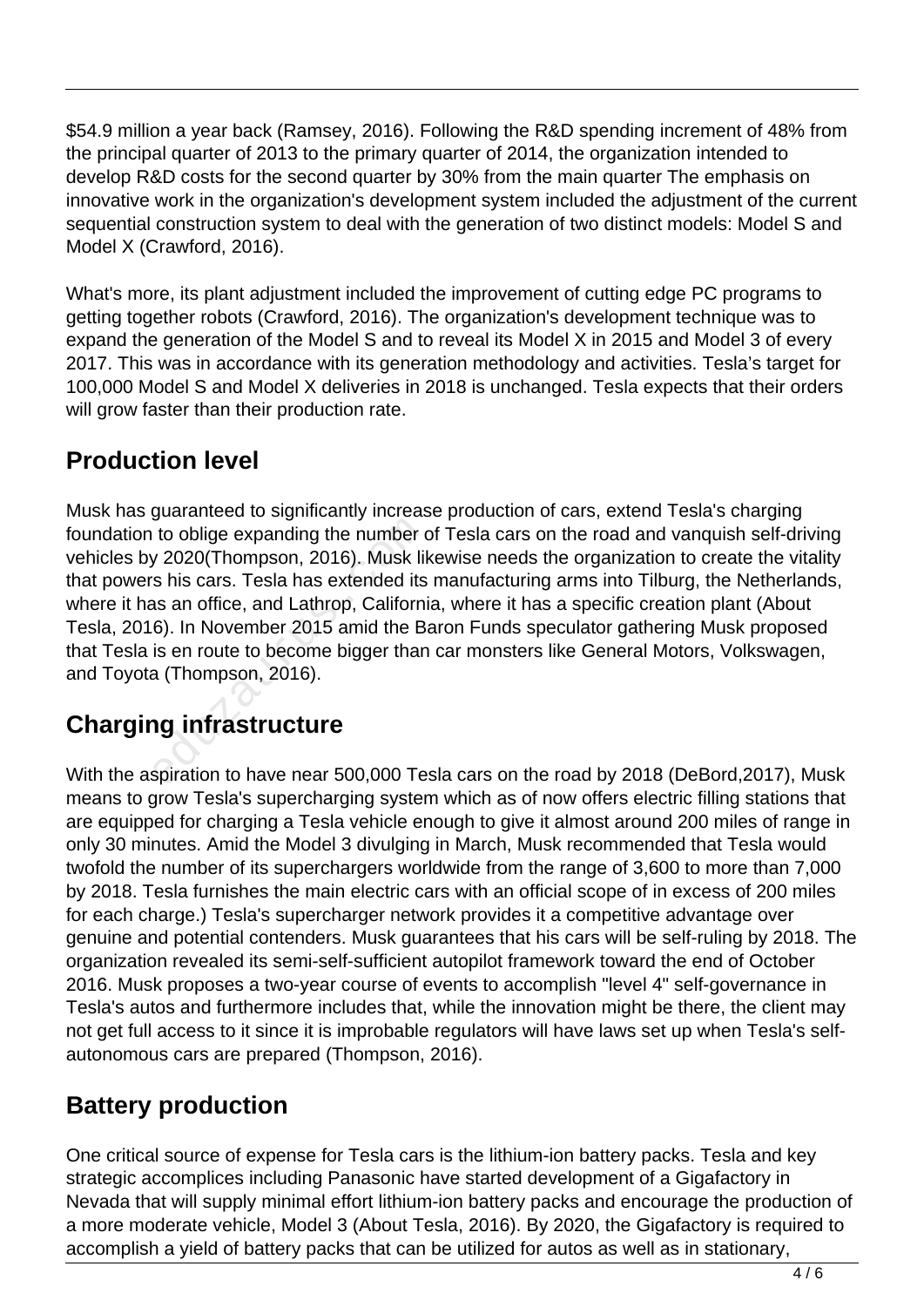$54.9 million a year back (Ramsey, 2016). Following the R&D spending increment of 48% from the principal quarter of 2013 to the primary quarter of 2014, the organization intended to develop R&D costs for the second quarter by 30% from the main quarter The emphasis on innovative work in the organization's development system included the adjustment of the current sequential construction system to deal with the generation of two distinct models: Model S and Model X (Crawford, 2016).

What's more, its plant adjustment included the improvement of cutting edge PC programs to getting together robots (Crawford, 2016). The organization's development technique was to expand the generation of the Model S and to reveal its Model X in 2015 and Model 3 of every 2017. This was in accordance with its generation methodology and activities. Tesla's target for 100,000 Model S and Model X deliveries in 2018 is unchanged. Tesla expects that their orders will grow faster than their production rate.

## Production level

Musk has guaranteed to significantly increase production of cars, extend Tesla's charging foundation to oblige expanding the number of Tesla cars on the road and vanquish self-driving vehicles by 2020(Thompson, 2016). Musk likewise needs the organization to create the vitality that powers his cars. Tesla has extended its manufacturing arms into Tilburg, the Netherlands, where it has an office, and Lathrop, California, where it has a specific creation plant (About Tesla, 2016). In November 2015 amid the Baron Funds speculator gathering Musk proposed that Tesla is en route to become bigger than car monsters like General Motors, Volkswagen, and Toyota (Thompson, 2016).

## Charging infrastructure

With the aspiration to have near 500,000 Tesla cars on the road by 2018 (DeBord,2017), Musk means to grow Tesla's supercharging system which as of now offers electric filling stations that are equipped for charging a Tesla vehicle enough to give it almost around 200 miles of range in only 30 minutes. Amid the Model 3 divulging in March, Musk recommended that Tesla would twofold the number of its superchargers worldwide from the range of 3,600 to more than 7,000 by 2018. Tesla furnishes the main electric cars with an official scope of in excess of 200 miles for each charge.) Tesla's supercharger network provides it a competitive advantage over genuine and potential contenders. Musk guarantees that his cars will be self-ruling by 2018. The organization revealed its semi-self-sufficient autopilot framework toward the end of October 2016. Musk proposes a two-year course of events to accomplish "level 4" self-governance in Tesla's autos and furthermore includes that, while the innovation might be there, the client may not get full access to it since it is improbable regulators will have laws set up when Tesla's self-autonomous cars are prepared (Thompson, 2016).

## Battery production

One critical source of expense for Tesla cars is the lithium-ion battery packs. Tesla and key strategic accomplices including Panasonic have started development of a Gigafactory in Nevada that will supply minimal effort lithium-ion battery packs and encourage the production of a more moderate vehicle, Model 3 (About Tesla, 2016). By 2020, the Gigafactory is required to accomplish a yield of battery packs that can be utilized for autos as well as in stationary,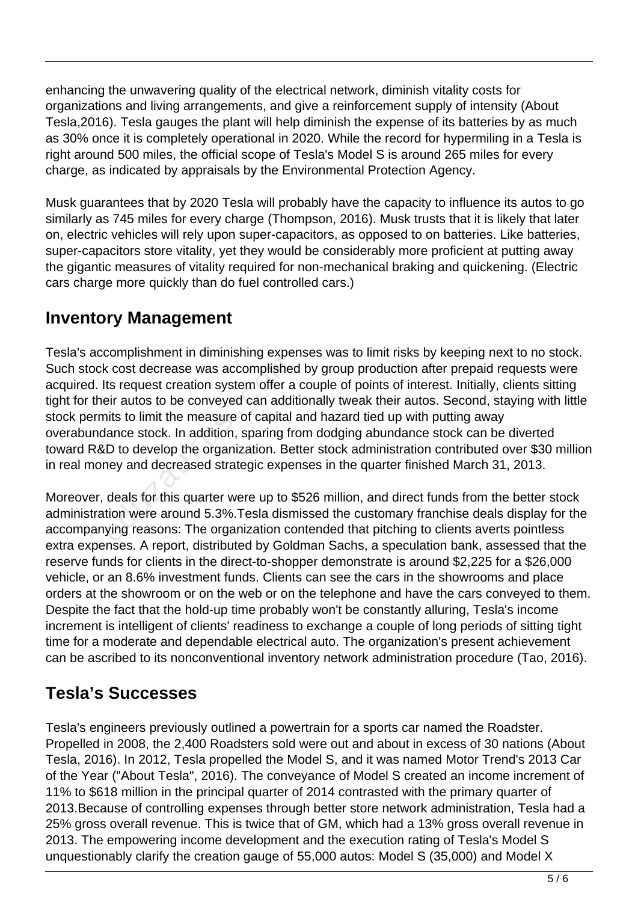enhancing the unwavering quality of the electrical network, diminish vitality costs for organizations and living arrangements, and give a reinforcement supply of intensity (About Tesla,2016). Tesla gauges the plant will help diminish the expense of its batteries by as much as 30% once it is completely operational in 2020. While the record for hypermiling in a Tesla is right around 500 miles, the official scope of Tesla's Model S is around 265 miles for every charge, as indicated by appraisals by the Environmental Protection Agency.

Musk guarantees that by 2020 Tesla will probably have the capacity to influence its autos to go similarly as 745 miles for every charge (Thompson, 2016). Musk trusts that it is likely that later on, electric vehicles will rely upon super-capacitors, as opposed to on batteries. Like batteries, super-capacitors store vitality, yet they would be considerably more proficient at putting away the gigantic measures of vitality required for non-mechanical braking and quickening. (Electric cars charge more quickly than do fuel controlled cars.)

## Inventory Management

Tesla's accomplishment in diminishing expenses was to limit risks by keeping next to no stock. Such stock cost decrease was accomplished by group production after prepaid requests were acquired. Its request creation system offer a couple of points of interest. Initially, clients sitting tight for their autos to be conveyed can additionally tweak their autos. Second, staying with little stock permits to limit the measure of capital and hazard tied up with putting away overabundance stock. In addition, sparing from dodging abundance stock can be diverted toward R&D to develop the organization. Better stock administration contributed over $30 million in real money and decreased strategic expenses in the quarter finished March 31, 2013.

Moreover, deals for this quarter were up to $526 million, and direct funds from the better stock administration were around 5.3%.Tesla dismissed the customary franchise deals display for the accompanying reasons: The organization contended that pitching to clients averts pointless extra expenses. A report, distributed by Goldman Sachs, a speculation bank, assessed that the reserve funds for clients in the direct-to-shopper demonstrate is around $2,225 for a $26,000 vehicle, or an 8.6% investment funds. Clients can see the cars in the showrooms and place orders at the showroom or on the web or on the telephone and have the cars conveyed to them. Despite the fact that the hold-up time probably won't be constantly alluring, Tesla's income increment is intelligent of clients' readiness to exchange a couple of long periods of sitting tight time for a moderate and dependable electrical auto. The organization's present achievement can be ascribed to its nonconventional inventory network administration procedure (Tao, 2016).

## Tesla's Successes

Tesla's engineers previously outlined a powertrain for a sports car named the Roadster. Propelled in 2008, the 2,400 Roadsters sold were out and about in excess of 30 nations (About Tesla, 2016). In 2012, Tesla propelled the Model S, and it was named Motor Trend's 2013 Car of the Year ("About Tesla", 2016). The conveyance of Model S created an income increment of 11% to $618 million in the principal quarter of 2014 contrasted with the primary quarter of 2013.Because of controlling expenses through better store network administration, Tesla had a 25% gross overall revenue. This is twice that of GM, which had a 13% gross overall revenue in 2013. The empowering income development and the execution rating of Tesla's Model S unquestionably clarify the creation gauge of 55,000 autos: Model S (35,000) and Model X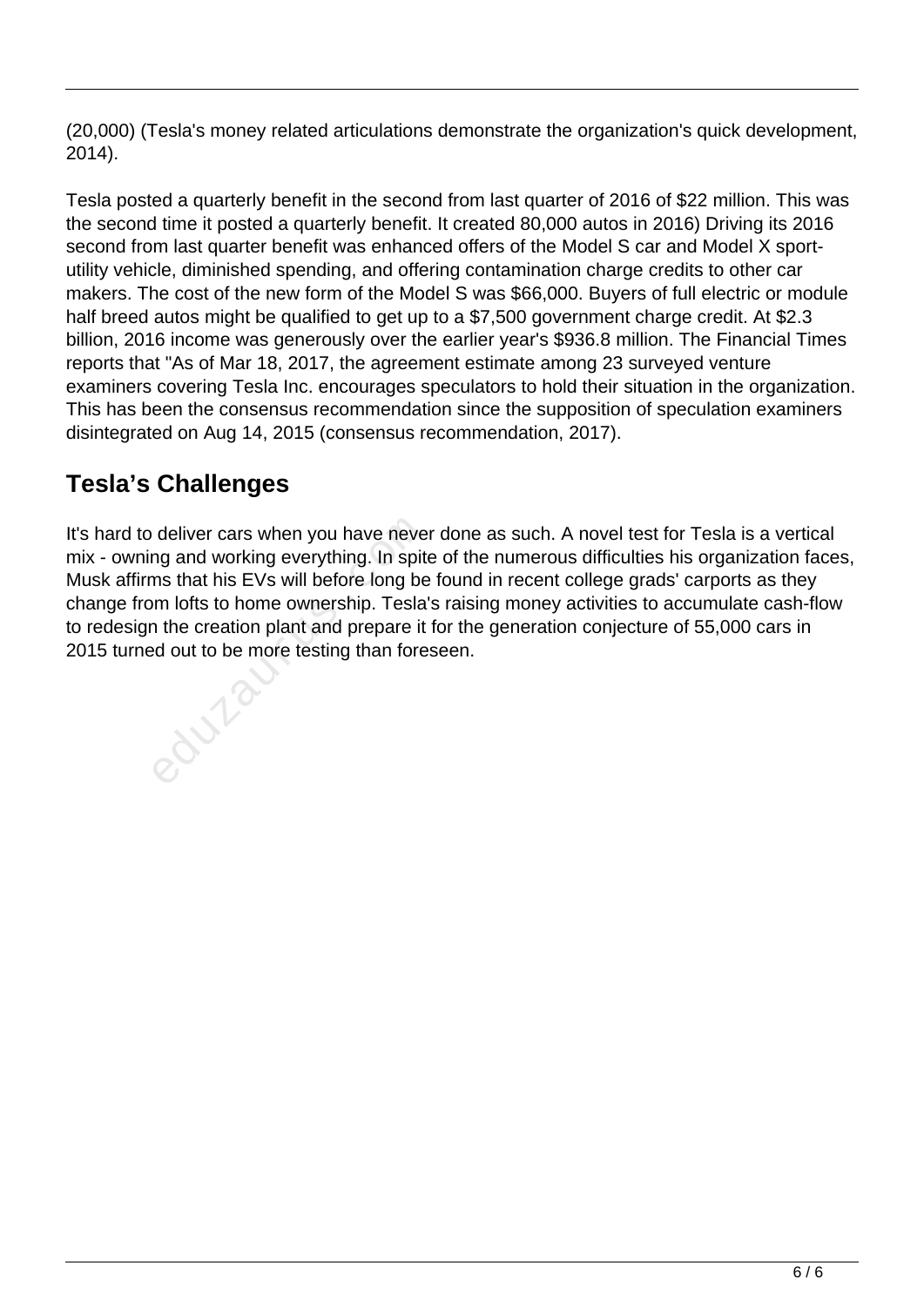(20,000) (Tesla's money related articulations demonstrate the organization's quick development, 2014).

Tesla posted a quarterly benefit in the second from last quarter of 2016 of $22 million. This was the second time it posted a quarterly benefit. It created 80,000 autos in 2016) Driving its 2016 second from last quarter benefit was enhanced offers of the Model S car and Model X sport-utility vehicle, diminished spending, and offering contamination charge credits to other car makers. The cost of the new form of the Model S was $66,000. Buyers of full electric or module half breed autos might be qualified to get up to a $7,500 government charge credit. At $2.3 billion, 2016 income was generously over the earlier year's $936.8 million. The Financial Times reports that "As of Mar 18, 2017, the agreement estimate among 23 surveyed venture examiners covering Tesla Inc. encourages speculators to hold their situation in the organization. This has been the consensus recommendation since the supposition of speculation examiners disintegrated on Aug 14, 2015 (consensus recommendation, 2017).

## Tesla's Challenges

It's hard to deliver cars when you have never done as such. A novel test for Tesla is a vertical mix - owning and working everything. In spite of the numerous difficulties his organization faces, Musk affirms that his EVs will before long be found in recent college grads' carports as they change from lofts to home ownership. Tesla's raising money activities to accumulate cash-flow to redesign the creation plant and prepare it for the generation conjecture of 55,000 cars in 2015 turned out to be more testing than foreseen.